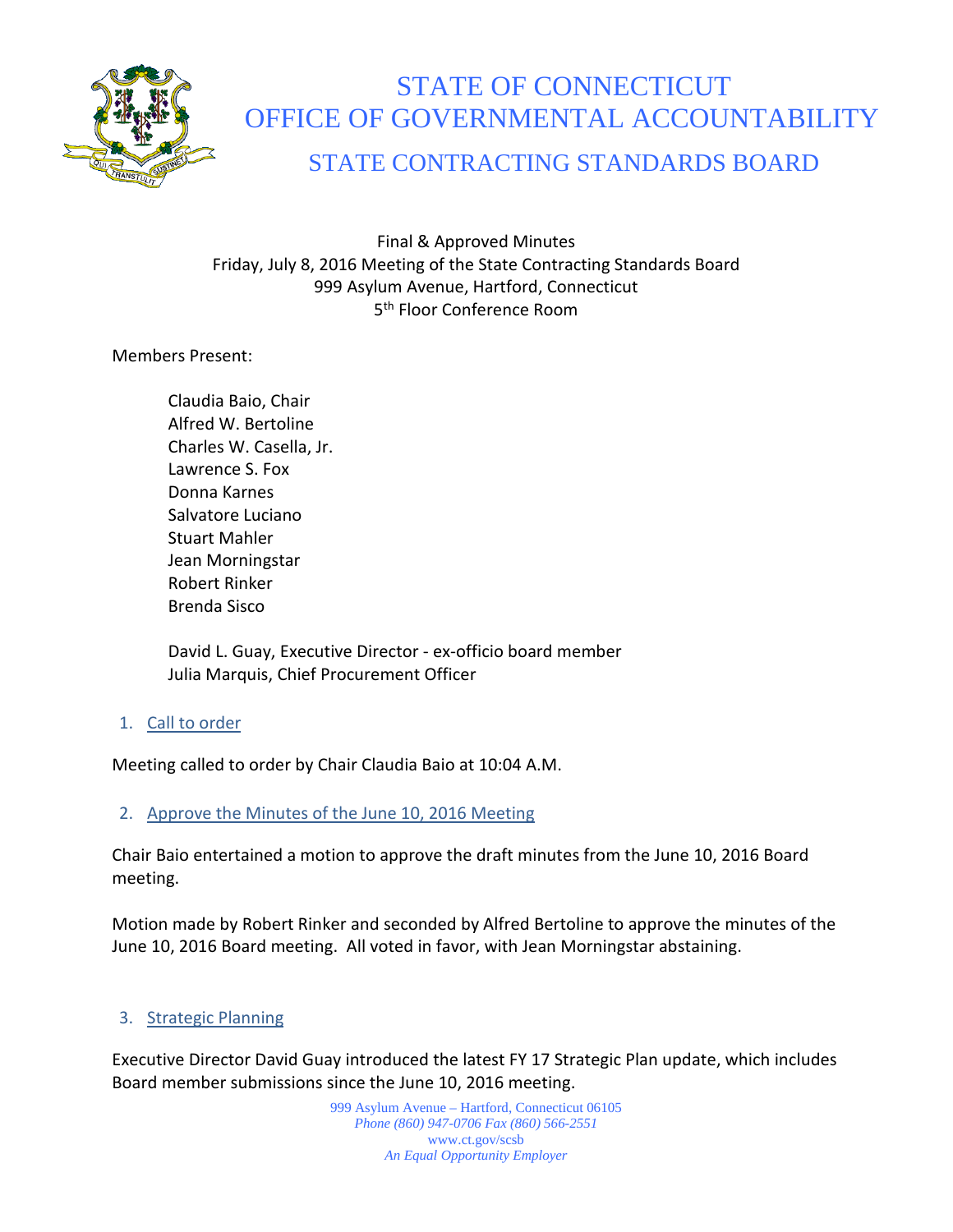# STATE OF CONNECTICUT
# OFFICE OF GOVERNMENTAL ACCOUNTABILITY
## STATE CONTRACTING STANDARDS BOARD

Final & Approved Minutes
Friday, July 8, 2016 Meeting of the State Contracting Standards Board
999 Asylum Avenue, Hartford, Connecticut
5th Floor Conference Room

Members Present:

Claudia Baio, Chair
Alfred W. Bertoline
Charles W. Casella, Jr.
Lawrence S. Fox
Donna Karnes
Salvatore Luciano
Stuart Mahler
Jean Morningstar
Robert Rinker
Brenda Sisco

David L. Guay, Executive Director - ex-officio board member
Julia Marquis, Chief Procurement Officer

### 1. Call to order

Meeting called to order by Chair Claudia Baio at 10:04 A.M.

### 2. Approve the Minutes of the June 10, 2016 Meeting

Chair Baio entertained a motion to approve the draft minutes from the June 10, 2016 Board meeting.

Motion made by Robert Rinker and seconded by Alfred Bertoline to approve the minutes of the June 10, 2016 Board meeting. All voted in favor, with Jean Morningstar abstaining.

### 3. Strategic Planning

Executive Director David Guay introduced the latest FY 17 Strategic Plan update, which includes Board member submissions since the June 10, 2016 meeting.

999 Asylum Avenue – Hartford, Connecticut 06105
*Phone (860) 947-0706 Fax (860) 566-2551*
www.ct.gov/scsb
*An Equal Opportunity Employer*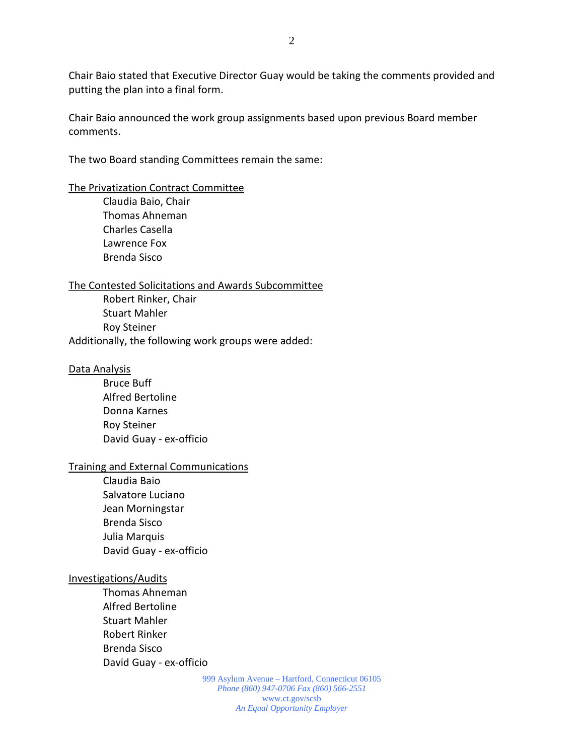Chair Baio stated that Executive Director Guay would be taking the comments provided and putting the plan into a final form.

Chair Baio announced the work group assignments based upon previous Board member comments.

The two Board standing Committees remain the same:

<u>The Privatization Contract Committee</u>

Claudia Baio, Chair
Thomas Ahneman
Charles Casella
Lawrence Fox
Brenda Sisco

<u>The Contested Solicitations and Awards Subcommittee</u>

Robert Rinker, Chair
Stuart Mahler
Roy Steiner

Additionally, the following work groups were added:

<u>Data Analysis</u>

Bruce Buff
Alfred Bertoline
Donna Karnes
Roy Steiner
David Guay - ex-officio

<u>Training and External Communications</u>

Claudia Baio
Salvatore Luciano
Jean Morningstar
Brenda Sisco
Julia Marquis
David Guay - ex-officio

<u>Investigations/Audits</u>

Thomas Ahneman
Alfred Bertoline
Stuart Mahler
Robert Rinker
Brenda Sisco
David Guay - ex-officio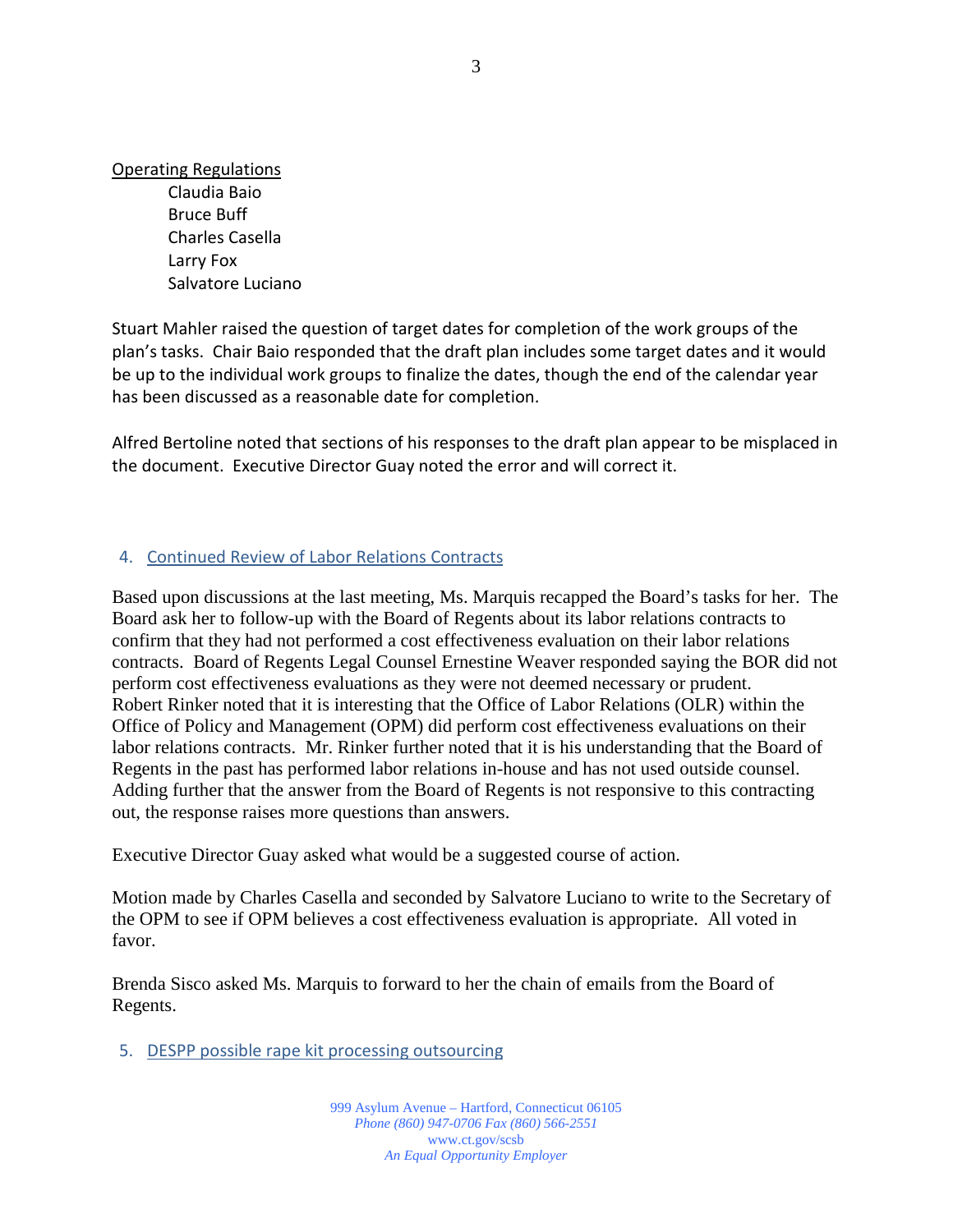Operating Regulations

- Claudia Baio
- Bruce Buff
- Charles Casella
- Larry Fox
- Salvatore Luciano

Stuart Mahler raised the question of target dates for completion of the work groups of the plan's tasks. Chair Baio responded that the draft plan includes some target dates and it would be up to the individual work groups to finalize the dates, though the end of the calendar year has been discussed as a reasonable date for completion.

Alfred Bertoline noted that sections of his responses to the draft plan appear to be misplaced in the document. Executive Director Guay noted the error and will correct it.

## 4. Continued Review of Labor Relations Contracts

Based upon discussions at the last meeting, Ms. Marquis recapped the Board's tasks for her. The Board ask her to follow-up with the Board of Regents about its labor relations contracts to confirm that they had not performed a cost effectiveness evaluation on their labor relations contracts. Board of Regents Legal Counsel Ernestine Weaver responded saying the BOR did not perform cost effectiveness evaluations as they were not deemed necessary or prudent. Robert Rinker noted that it is interesting that the Office of Labor Relations (OLR) within the Office of Policy and Management (OPM) did perform cost effectiveness evaluations on their labor relations contracts. Mr. Rinker further noted that it is his understanding that the Board of Regents in the past has performed labor relations in-house and has not used outside counsel. Adding further that the answer from the Board of Regents is not responsive to this contracting out, the response raises more questions than answers.

Executive Director Guay asked what would be a suggested course of action.

Motion made by Charles Casella and seconded by Salvatore Luciano to write to the Secretary of the OPM to see if OPM believes a cost effectiveness evaluation is appropriate. All voted in favor.

Brenda Sisco asked Ms. Marquis to forward to her the chain of emails from the Board of Regents.

## 5. DESPP possible rape kit processing outsourcing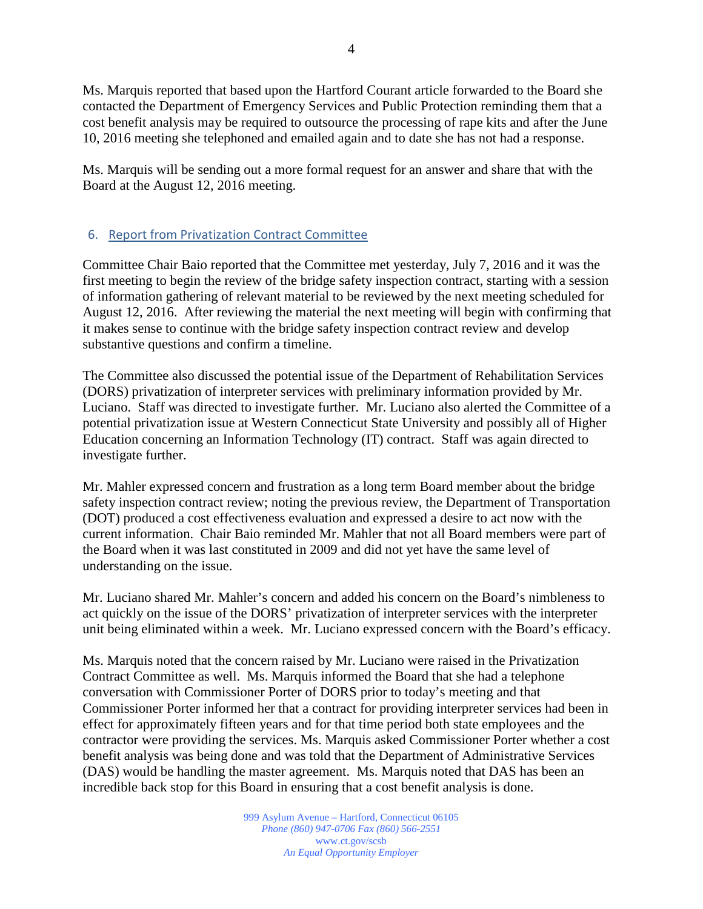Ms. Marquis reported that based upon the Hartford Courant article forwarded to the Board she contacted the Department of Emergency Services and Public Protection reminding them that a cost benefit analysis may be required to outsource the processing of rape kits and after the June 10, 2016 meeting she telephoned and emailed again and to date she has not had a response.

Ms. Marquis will be sending out a more formal request for an answer and share that with the Board at the August 12, 2016 meeting.

## 6. Report from Privatization Contract Committee

Committee Chair Baio reported that the Committee met yesterday, July 7, 2016 and it was the first meeting to begin the review of the bridge safety inspection contract, starting with a session of information gathering of relevant material to be reviewed by the next meeting scheduled for August 12, 2016. After reviewing the material the next meeting will begin with confirming that it makes sense to continue with the bridge safety inspection contract review and develop substantive questions and confirm a timeline.

The Committee also discussed the potential issue of the Department of Rehabilitation Services (DORS) privatization of interpreter services with preliminary information provided by Mr. Luciano. Staff was directed to investigate further. Mr. Luciano also alerted the Committee of a potential privatization issue at Western Connecticut State University and possibly all of Higher Education concerning an Information Technology (IT) contract. Staff was again directed to investigate further.

Mr. Mahler expressed concern and frustration as a long term Board member about the bridge safety inspection contract review; noting the previous review, the Department of Transportation (DOT) produced a cost effectiveness evaluation and expressed a desire to act now with the current information. Chair Baio reminded Mr. Mahler that not all Board members were part of the Board when it was last constituted in 2009 and did not yet have the same level of understanding on the issue.

Mr. Luciano shared Mr. Mahler's concern and added his concern on the Board's nimbleness to act quickly on the issue of the DORS' privatization of interpreter services with the interpreter unit being eliminated within a week. Mr. Luciano expressed concern with the Board's efficacy.

Ms. Marquis noted that the concern raised by Mr. Luciano were raised in the Privatization Contract Committee as well. Ms. Marquis informed the Board that she had a telephone conversation with Commissioner Porter of DORS prior to today's meeting and that Commissioner Porter informed her that a contract for providing interpreter services had been in effect for approximately fifteen years and for that time period both state employees and the contractor were providing the services. Ms. Marquis asked Commissioner Porter whether a cost benefit analysis was being done and was told that the Department of Administrative Services (DAS) would be handling the master agreement. Ms. Marquis noted that DAS has been an incredible back stop for this Board in ensuring that a cost benefit analysis is done.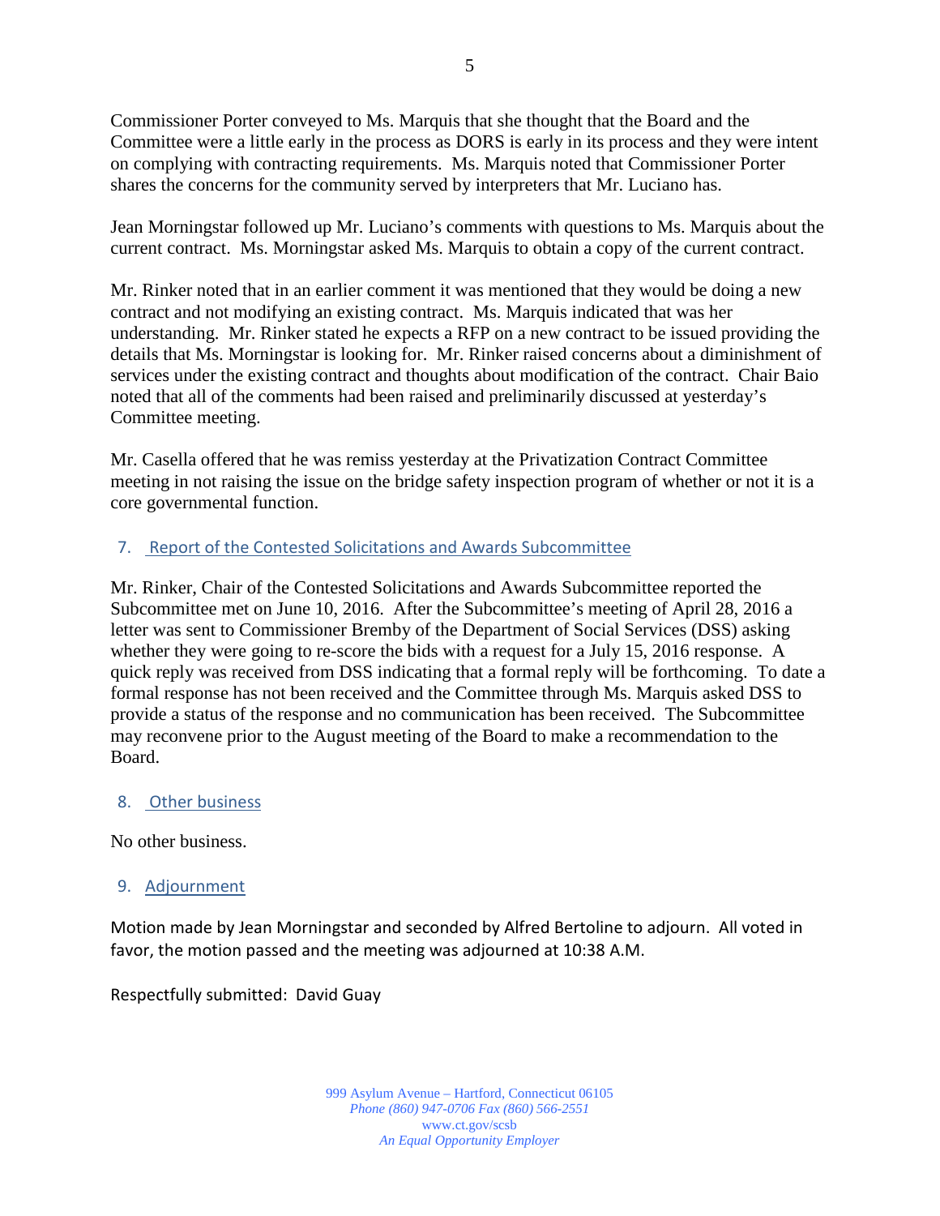Commissioner Porter conveyed to Ms. Marquis that she thought that the Board and the Committee were a little early in the process as DORS is early in its process and they were intent on complying with contracting requirements. Ms. Marquis noted that Commissioner Porter shares the concerns for the community served by interpreters that Mr. Luciano has.

Jean Morningstar followed up Mr. Luciano's comments with questions to Ms. Marquis about the current contract. Ms. Morningstar asked Ms. Marquis to obtain a copy of the current contract.

Mr. Rinker noted that in an earlier comment it was mentioned that they would be doing a new contract and not modifying an existing contract. Ms. Marquis indicated that was her understanding. Mr. Rinker stated he expects a RFP on a new contract to be issued providing the details that Ms. Morningstar is looking for. Mr. Rinker raised concerns about a diminishment of services under the existing contract and thoughts about modification of the contract. Chair Baio noted that all of the comments had been raised and preliminarily discussed at yesterday's Committee meeting.

Mr. Casella offered that he was remiss yesterday at the Privatization Contract Committee meeting in not raising the issue on the bridge safety inspection program of whether or not it is a core governmental function.

## 7. Report of the Contested Solicitations and Awards Subcommittee

Mr. Rinker, Chair of the Contested Solicitations and Awards Subcommittee reported the Subcommittee met on June 10, 2016. After the Subcommittee's meeting of April 28, 2016 a letter was sent to Commissioner Bremby of the Department of Social Services (DSS) asking whether they were going to re-score the bids with a request for a July 15, 2016 response. A quick reply was received from DSS indicating that a formal reply will be forthcoming. To date a formal response has not been received and the Committee through Ms. Marquis asked DSS to provide a status of the response and no communication has been received. The Subcommittee may reconvene prior to the August meeting of the Board to make a recommendation to the Board.

## 8. Other business

No other business.

## 9. Adjournment

Motion made by Jean Morningstar and seconded by Alfred Bertoline to adjourn. All voted in favor, the motion passed and the meeting was adjourned at 10:38 A.M.

Respectfully submitted: David Guay